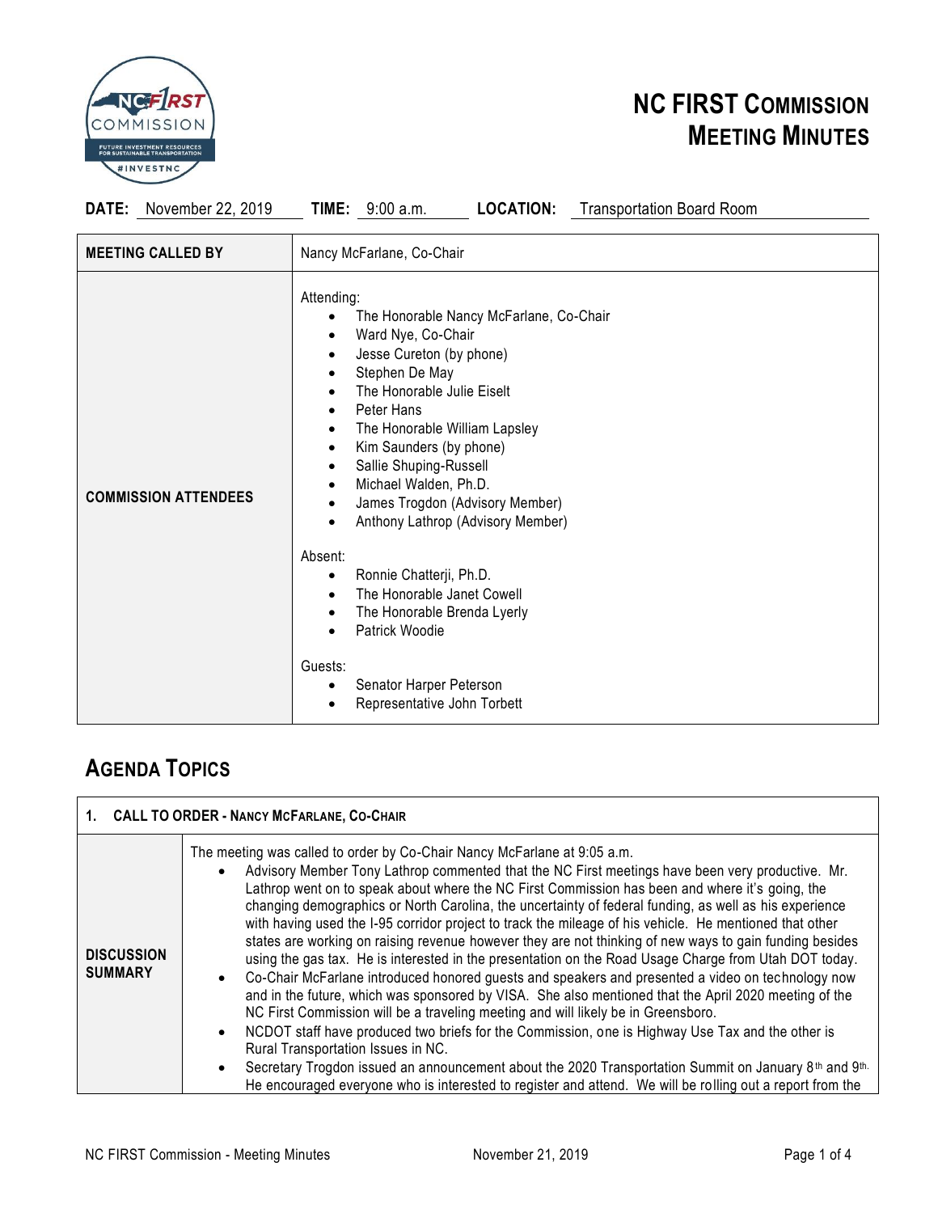# NC FIRST COMMISSION MEETING MINUTES

**DATE:** November 22, 2019 **TIME:** 9:00 a.m. **LOCATION:** Transportation Board Room

| | |
|---|---|
| **MEETING CALLED BY** | Nancy McFarlane, Co-Chair |
| **COMMISSION ATTENDEES** | Attending:<br>• The Honorable Nancy McFarlane, Co-Chair<br>• Ward Nye, Co-Chair<br>• Jesse Cureton (by phone)<br>• Stephen De May<br>• The Honorable Julie Eiselt<br>• Peter Hans<br>• The Honorable William Lapsley<br>• Kim Saunders (by phone)<br>• Sallie Shuping-Russell<br>• Michael Walden, Ph.D.<br>• James Trogdon (Advisory Member)<br>• Anthony Lathrop (Advisory Member)<br><br>Absent:<br>• Ronnie Chatterji, Ph.D.<br>• The Honorable Janet Cowell<br>• The Honorable Brenda Lyerly<br>• Patrick Woodie<br><br>Guests:<br>• Senator Harper Peterson<br>• Representative John Torbett |

## AGENDA TOPICS

| 1. CALL TO ORDER - NANCY MCFARLANE, CO-CHAIR | |
|---|---|
| **DISCUSSION SUMMARY** | The meeting was called to order by Co-Chair Nancy McFarlane at 9:05 a.m.<br>• Advisory Member Tony Lathrop commented that the NC First meetings have been very productive. Mr. Lathrop went on to speak about where the NC First Commission has been and where it's going, the changing demographics or North Carolina, the uncertainty of federal funding, as well as his experience with having used the I-95 corridor project to track the mileage of his vehicle. He mentioned that other states are working on raising revenue however they are not thinking of new ways to gain funding besides using the gas tax. He is interested in the presentation on the Road Usage Charge from Utah DOT today.<br>• Co-Chair McFarlane introduced honored guests and speakers and presented a video on technology now and in the future, which was sponsored by VISA. She also mentioned that the April 2020 meeting of the NC First Commission will be a traveling meeting and will likely be in Greensboro.<br>• NCDOT staff have produced two briefs for the Commission, one is Highway Use Tax and the other is Rural Transportation Issues in NC.<br>• Secretary Trogdon issued an announcement about the 2020 Transportation Summit on January 8th and 9th. He encouraged everyone who is interested to register and attend. We will be rolling out a report from the |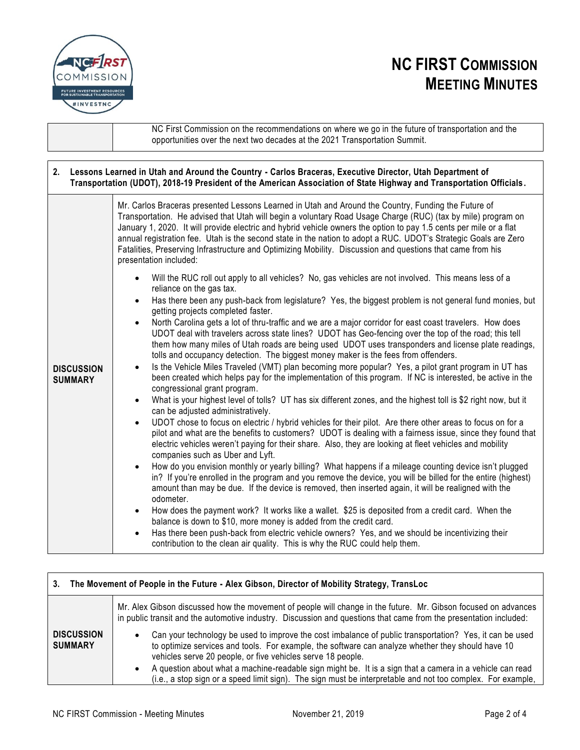| | NC First Commission on the recommendations on where we go in the future of transportation and the opportunities over the next two decades at the 2021 Transportation Summit. |
|---|---|

**2. Lessons Learned in Utah and Around the Country - Carlos Braceras, Executive Director, Utah Department of Transportation (UDOT), 2018-19 President of the American Association of State Highway and Transportation Officials.**

**DISCUSSION SUMMARY**

Mr. Carlos Braceras presented Lessons Learned in Utah and Around the Country, Funding the Future of Transportation. He advised that Utah will begin a voluntary Road Usage Charge (RUC) (tax by mile) program on January 1, 2020. It will provide electric and hybrid vehicle owners the option to pay 1.5 cents per mile or a flat annual registration fee. Utah is the second state in the nation to adopt a RUC. UDOT's Strategic Goals are Zero Fatalities, Preserving Infrastructure and Optimizing Mobility. Discussion and questions that came from his presentation included:

- Will the RUC roll out apply to all vehicles? No, gas vehicles are not involved. This means less of a reliance on the gas tax.
- Has there been any push-back from legislature? Yes, the biggest problem is not general fund monies, but getting projects completed faster.
- North Carolina gets a lot of thru-traffic and we are a major corridor for east coast travelers. How does UDOT deal with travelers across state lines? UDOT has Geo-fencing over the top of the road; this tell them how many miles of Utah roads are being used UDOT uses transponders and license plate readings, tolls and occupancy detection. The biggest money maker is the fees from offenders.
- Is the Vehicle Miles Traveled (VMT) plan becoming more popular? Yes, a pilot grant program in UT has been created which helps pay for the implementation of this program. If NC is interested, be active in the congressional grant program.
- What is your highest level of tolls? UT has six different zones, and the highest toll is $2 right now, but it can be adjusted administratively.
- UDOT chose to focus on electric / hybrid vehicles for their pilot. Are there other areas to focus on for a pilot and what are the benefits to customers? UDOT is dealing with a fairness issue, since they found that electric vehicles weren't paying for their share. Also, they are looking at fleet vehicles and mobility companies such as Uber and Lyft.
- How do you envision monthly or yearly billing? What happens if a mileage counting device isn't plugged in? If you're enrolled in the program and you remove the device, you will be billed for the entire (highest) amount than may be due. If the device is removed, then inserted again, it will be realigned with the odometer.
- How does the payment work? It works like a wallet. $25 is deposited from a credit card. When the balance is down to $10, more money is added from the credit card.
- Has there been push-back from electric vehicle owners? Yes, and we should be incentivizing their contribution to the clean air quality. This is why the RUC could help them.

**3. The Movement of People in the Future - Alex Gibson, Director of Mobility Strategy, TransLoc**

**DISCUSSION SUMMARY**

Mr. Alex Gibson discussed how the movement of people will change in the future. Mr. Gibson focused on advances in public transit and the automotive industry. Discussion and questions that came from the presentation included:

- Can your technology be used to improve the cost imbalance of public transportation? Yes, it can be used to optimize services and tools. For example, the software can analyze whether they should have 10 vehicles serve 20 people, or five vehicles serve 18 people.
- A question about what a machine-readable sign might be. It is a sign that a camera in a vehicle can read (i.e., a stop sign or a speed limit sign). The sign must be interpretable and not too complex. For example,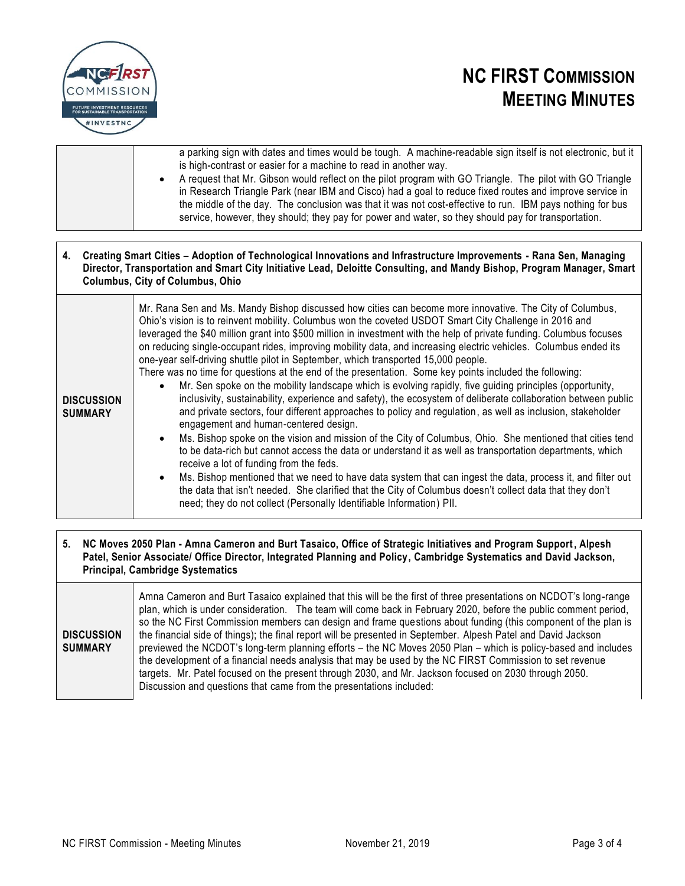# NC FIRST COMMISSION MEETING MINUTES

| | |
|---|---|
| | a parking sign with dates and times would be tough. A machine-readable sign itself is not electronic, but it is high-contrast or easier for a machine to read in another way.<br>• A request that Mr. Gibson would reflect on the pilot program with GO Triangle. The pilot with GO Triangle in Research Triangle Park (near IBM and Cisco) had a goal to reduce fixed routes and improve service in the middle of the day. The conclusion was that it was not cost-effective to run. IBM pays nothing for bus service, however, they should; they pay for power and water, so they should pay for transportation. |

**4. Creating Smart Cities – Adoption of Technological Innovations and Infrastructure Improvements - Rana Sen, Managing Director, Transportation and Smart City Initiative Lead, Deloitte Consulting, and Mandy Bishop, Program Manager, Smart Columbus, City of Columbus, Ohio**

| | |
|---|---|
| **DISCUSSION SUMMARY** | Mr. Rana Sen and Ms. Mandy Bishop discussed how cities can become more innovative. The City of Columbus, Ohio's vision is to reinvent mobility. Columbus won the coveted USDOT Smart City Challenge in 2016 and leveraged the $40 million grant into $500 million in investment with the help of private funding. Columbus focuses on reducing single-occupant rides, improving mobility data, and increasing electric vehicles. Columbus ended its one-year self-driving shuttle pilot in September, which transported 15,000 people.<br>There was no time for questions at the end of the presentation. Some key points included the following:<br>• Mr. Sen spoke on the mobility landscape which is evolving rapidly, five guiding principles (opportunity, inclusivity, sustainability, experience and safety), the ecosystem of deliberate collaboration between public and private sectors, four different approaches to policy and regulation, as well as inclusion, stakeholder engagement and human-centered design.<br>• Ms. Bishop spoke on the vision and mission of the City of Columbus, Ohio. She mentioned that cities tend to be data-rich but cannot access the data or understand it as well as transportation departments, which receive a lot of funding from the feds.<br>• Ms. Bishop mentioned that we need to have data system that can ingest the data, process it, and filter out the data that isn't needed. She clarified that the City of Columbus doesn't collect data that they don't need; they do not collect (Personally Identifiable Information) PII. |

**5. NC Moves 2050 Plan - Amna Cameron and Burt Tasaico, Office of Strategic Initiatives and Program Support, Alpesh Patel, Senior Associate/ Office Director, Integrated Planning and Policy, Cambridge Systematics and David Jackson, Principal, Cambridge Systematics**

| | |
|---|---|
| **DISCUSSION SUMMARY** | Amna Cameron and Burt Tasaico explained that this will be the first of three presentations on NCDOT's long-range plan, which is under consideration. The team will come back in February 2020, before the public comment period, so the NC First Commission members can design and frame questions about funding (this component of the plan is the financial side of things); the final report will be presented in September. Alpesh Patel and David Jackson previewed the NCDOT's long-term planning efforts – the NC Moves 2050 Plan – which is policy-based and includes the development of a financial needs analysis that may be used by the NC FIRST Commission to set revenue targets. Mr. Patel focused on the present through 2030, and Mr. Jackson focused on 2030 through 2050. Discussion and questions that came from the presentations included: |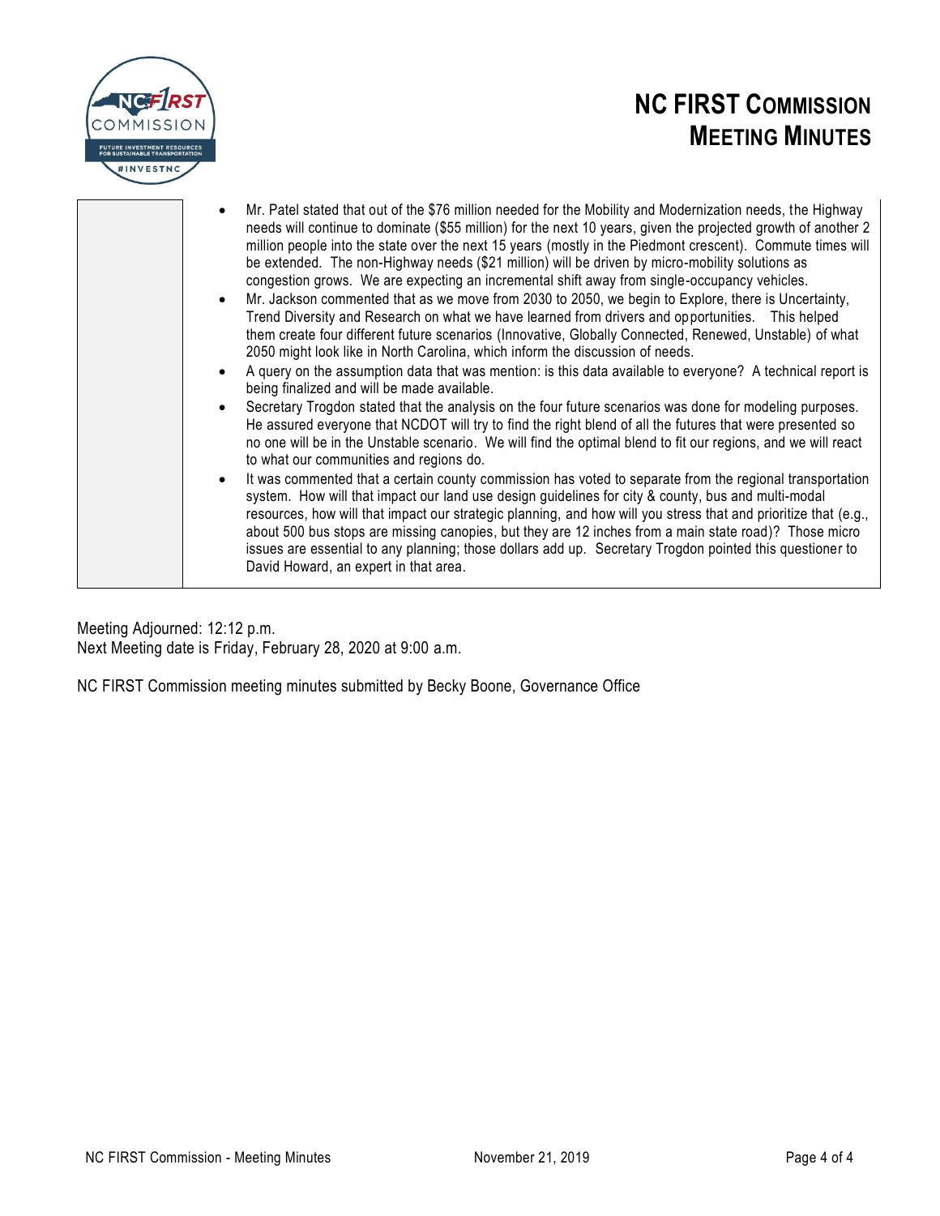# NC FIRST COMMISSION MEETING MINUTES

- Mr. Patel stated that out of the $76 million needed for the Mobility and Modernization needs, the Highway needs will continue to dominate ($55 million) for the next 10 years, given the projected growth of another 2 million people into the state over the next 15 years (mostly in the Piedmont crescent). Commute times will be extended. The non-Highway needs ($21 million) will be driven by micro-mobility solutions as congestion grows. We are expecting an incremental shift away from single-occupancy vehicles.
- Mr. Jackson commented that as we move from 2030 to 2050, we begin to Explore, there is Uncertainty, Trend Diversity and Research on what we have learned from drivers and opportunities. This helped them create four different future scenarios (Innovative, Globally Connected, Renewed, Unstable) of what 2050 might look like in North Carolina, which inform the discussion of needs.
- A query on the assumption data that was mention: is this data available to everyone? A technical report is being finalized and will be made available.
- Secretary Trogdon stated that the analysis on the four future scenarios was done for modeling purposes. He assured everyone that NCDOT will try to find the right blend of all the futures that were presented so no one will be in the Unstable scenario. We will find the optimal blend to fit our regions, and we will react to what our communities and regions do.
- It was commented that a certain county commission has voted to separate from the regional transportation system. How will that impact our land use design guidelines for city & county, bus and multi-modal resources, how will that impact our strategic planning, and how will you stress that and prioritize that (e.g., about 500 bus stops are missing canopies, but they are 12 inches from a main state road)? Those micro issues are essential to any planning; those dollars add up. Secretary Trogdon pointed this questioner to David Howard, an expert in that area.

Meeting Adjourned: 12:12 p.m.
Next Meeting date is Friday, February 28, 2020 at 9:00 a.m.

NC FIRST Commission meeting minutes submitted by Becky Boone, Governance Office